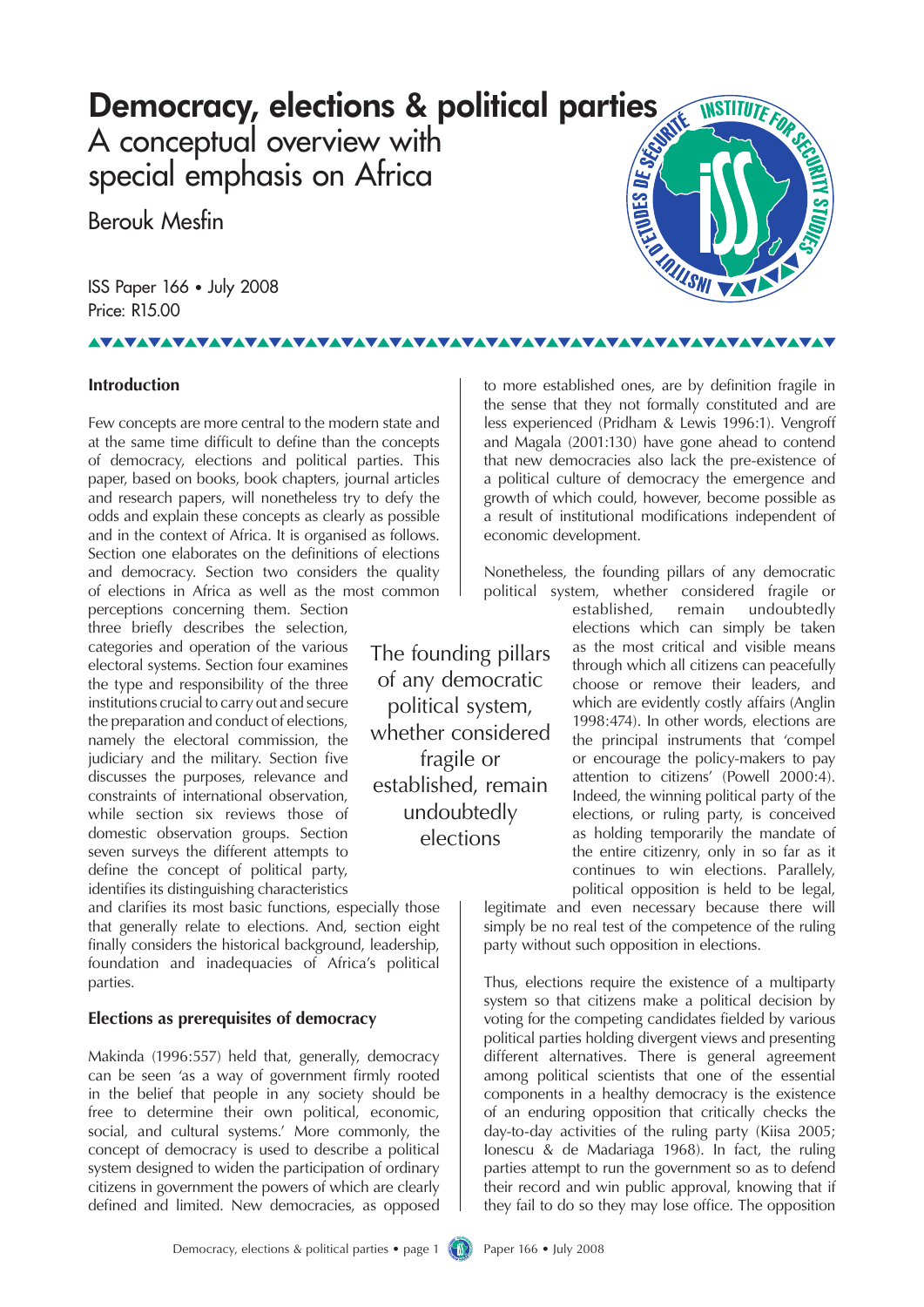# Democracy, elections & political parties

## A conceptual overview with special emphasis on Africa

Berouk Mesfin

ISS Paper 166 • July 2008

Price: R15.00

### Introduction

Few concepts are more central to the modern state and at the same time difficult to define than the concepts of democracy, elections and political parties. This paper, based on books, book chapters, journal articles and research papers, will nonetheless try to defy the odds and explain these concepts as clearly as possible and in the context of Africa. It is organised as follows. Section one elaborates on the definitions of elections and democracy. Section two considers the quality of elections in Africa as well as the most common perceptions concerning them. Section three briefly describes the selection, categories and operation of the various electoral systems. Section four examines the type and responsibility of the three institutions crucial to carry out and secure the preparation and conduct of elections, namely the electoral commission, the judiciary and the military. Section five discusses the purposes, relevance and constraints of international observation, while section six reviews those of domestic observation groups. Section seven surveys the different attempts to define the concept of political party, identifies its distinguishing characteristics and clarifies its most basic functions, especially those that generally relate to elections. And, section eight finally considers the historical background, leadership, foundation and inadequacies of Africa's political parties.

### Elections as prerequisites of democracy

Makinda (1996:557) held that, generally, democracy can be seen 'as a way of government firmly rooted in the belief that people in any society should be free to determine their own political, economic, social, and cultural systems.' More commonly, the concept of democracy is used to describe a political system designed to widen the participation of ordinary citizens in government the powers of which are clearly defined and limited. New democracies, as opposed to more established ones, are by definition fragile in the sense that they not formally constituted and are less experienced (Pridham & Lewis 1996:1). Vengroff and Magala (2001:130) have gone ahead to contend that new democracies also lack the pre-existence of a political culture of democracy the emergence and growth of which could, however, become possible as a result of institutional modifications independent of economic development.

Nonetheless, the founding pillars of any democratic political system, whether considered fragile or established, remain undoubtedly elections which can simply be taken as the most critical and visible means through which all citizens can peacefully choose or remove their leaders, and which are evidently costly affairs (Anglin 1998:474). In other words, elections are the principal instruments that 'compel or encourage the policy-makers to pay attention to citizens' (Powell 2000:4). Indeed, the winning political party of the elections, or ruling party, is conceived as holding temporarily the mandate of the entire citizenry, only in so far as it continues to win elections. Parallely, political opposition is held to be legal, legitimate and even necessary because there will simply be no real test of the competence of the ruling party without such opposition in elections.

> The founding pillars of any democratic political system, whether considered fragile or established, remain undoubtedly elections

Thus, elections require the existence of a multiparty system so that citizens make a political decision by voting for the competing candidates fielded by various political parties holding divergent views and presenting different alternatives. There is general agreement among political scientists that one of the essential components in a healthy democracy is the existence of an enduring opposition that critically checks the day-to-day activities of the ruling party (Kiisa 2005; Ionescu & de Madariaga 1968). In fact, the ruling parties attempt to run the government so as to defend their record and win public approval, knowing that if they fail to do so they may lose office. The opposition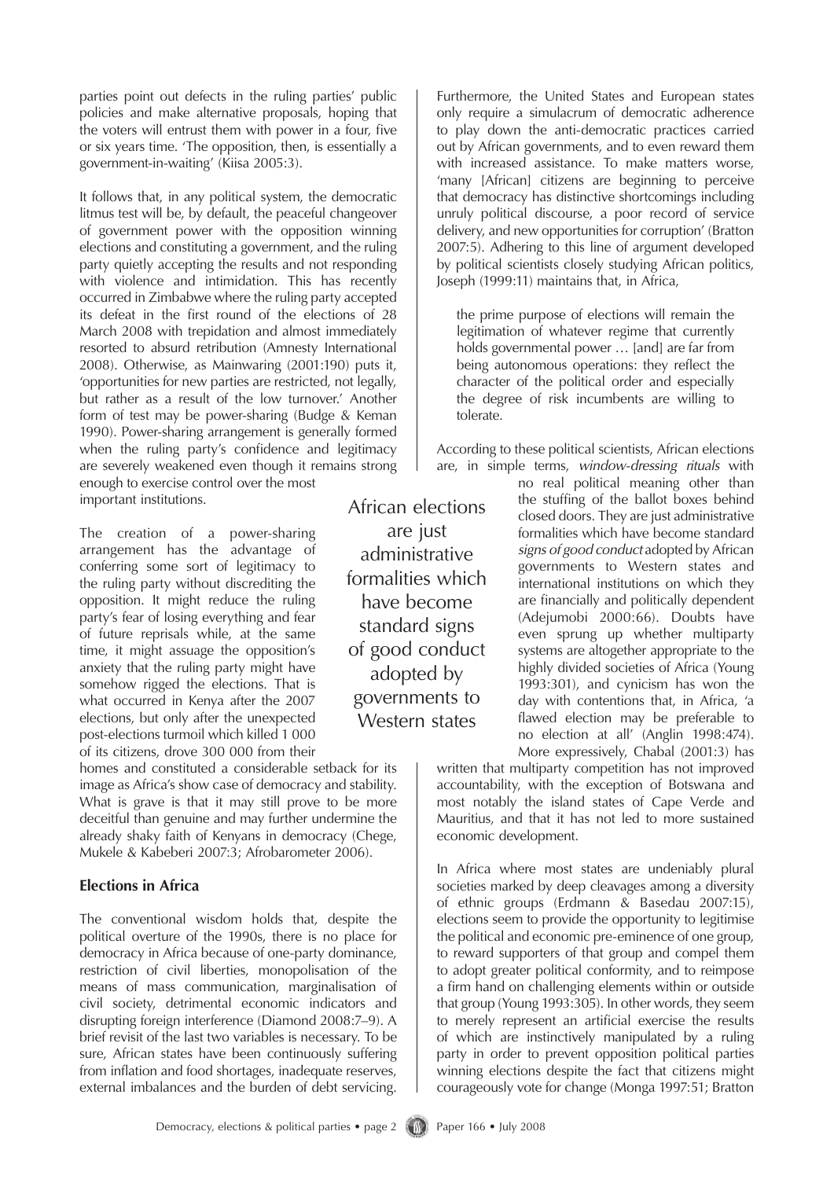parties point out defects in the ruling parties' public policies and make alternative proposals, hoping that the voters will entrust them with power in a four, five or six years time. 'The opposition, then, is essentially a government-in-waiting' (Kiisa 2005:3).

It follows that, in any political system, the democratic litmus test will be, by default, the peaceful changeover of government power with the opposition winning elections and constituting a government, and the ruling party quietly accepting the results and not responding with violence and intimidation. This has recently occurred in Zimbabwe where the ruling party accepted its defeat in the first round of the elections of 28 March 2008 with trepidation and almost immediately resorted to absurd retribution (Amnesty International 2008). Otherwise, as Mainwaring (2001:190) puts it, 'opportunities for new parties are restricted, not legally, but rather as a result of the low turnover.' Another form of test may be power-sharing (Budge & Keman 1990). Power-sharing arrangement is generally formed when the ruling party's confidence and legitimacy are severely weakened even though it remains strong enough to exercise control over the most important institutions.

The creation of a power-sharing arrangement has the advantage of conferring some sort of legitimacy to the ruling party without discrediting the opposition. It might reduce the ruling party's fear of losing everything and fear of future reprisals while, at the same time, it might assuage the opposition's anxiety that the ruling party might have somehow rigged the elections. That is what occurred in Kenya after the 2007 elections, but only after the unexpected post-elections turmoil which killed 1 000 of its citizens, drove 300 000 from their homes and constituted a considerable setback for its image as Africa's show case of democracy and stability. What is grave is that it may still prove to be more deceitful than genuine and may further undermine the already shaky faith of Kenyans in democracy (Chege, Mukele & Kabeberi 2007:3; Afrobarometer 2006).

## Elections in Africa

The conventional wisdom holds that, despite the political overture of the 1990s, there is no place for democracy in Africa because of one-party dominance, restriction of civil liberties, monopolisation of the means of mass communication, marginalisation of civil society, detrimental economic indicators and disrupting foreign interference (Diamond 2008:7–9). A brief revisit of the last two variables is necessary. To be sure, African states have been continuously suffering from inflation and food shortages, inadequate reserves, external imbalances and the burden of debt servicing. Furthermore, the United States and European states only require a simulacrum of democratic adherence to play down the anti-democratic practices carried out by African governments, and to even reward them with increased assistance. To make matters worse, 'many [African] citizens are beginning to perceive that democracy has distinctive shortcomings including unruly political discourse, a poor record of service delivery, and new opportunities for corruption' (Bratton 2007:5). Adhering to this line of argument developed by political scientists closely studying African politics, Joseph (1999:11) maintains that, in Africa,

> the prime purpose of elections will remain the legitimation of whatever regime that currently holds governmental power … [and] are far from being autonomous operations: they reflect the character of the political order and especially the degree of risk incumbents are willing to tolerate.

According to these political scientists, African elections are, in simple terms, *window-dressing rituals* with no real political meaning other than the stuffing of the ballot boxes behind closed doors. They are just administrative formalities which have become standard *signs of good conduct* adopted by African governments to Western states and international institutions on which they are financially and politically dependent (Adejumobi 2000:66). Doubts have even sprung up whether multiparty systems are altogether appropriate to the highly divided societies of Africa (Young 1993:301), and cynicism has won the day with contentions that, in Africa, 'a flawed election may be preferable to no election at all' (Anglin 1998:474). More expressively, Chabal (2001:3) has written that multiparty competition has not improved accountability, with the exception of Botswana and most notably the island states of Cape Verde and Mauritius, and that it has not led to more sustained economic development.

> African elections are just administrative formalities which have become standard signs of good conduct adopted by governments to Western states

In Africa where most states are undeniably plural societies marked by deep cleavages among a diversity of ethnic groups (Erdmann & Basedau 2007:15), elections seem to provide the opportunity to legitimise the political and economic pre-eminence of one group, to reward supporters of that group and compel them to adopt greater political conformity, and to reimpose a firm hand on challenging elements within or outside that group (Young 1993:305). In other words, they seem to merely represent an artificial exercise the results of which are instinctively manipulated by a ruling party in order to prevent opposition political parties winning elections despite the fact that citizens might courageously vote for change (Monga 1997:51; Bratton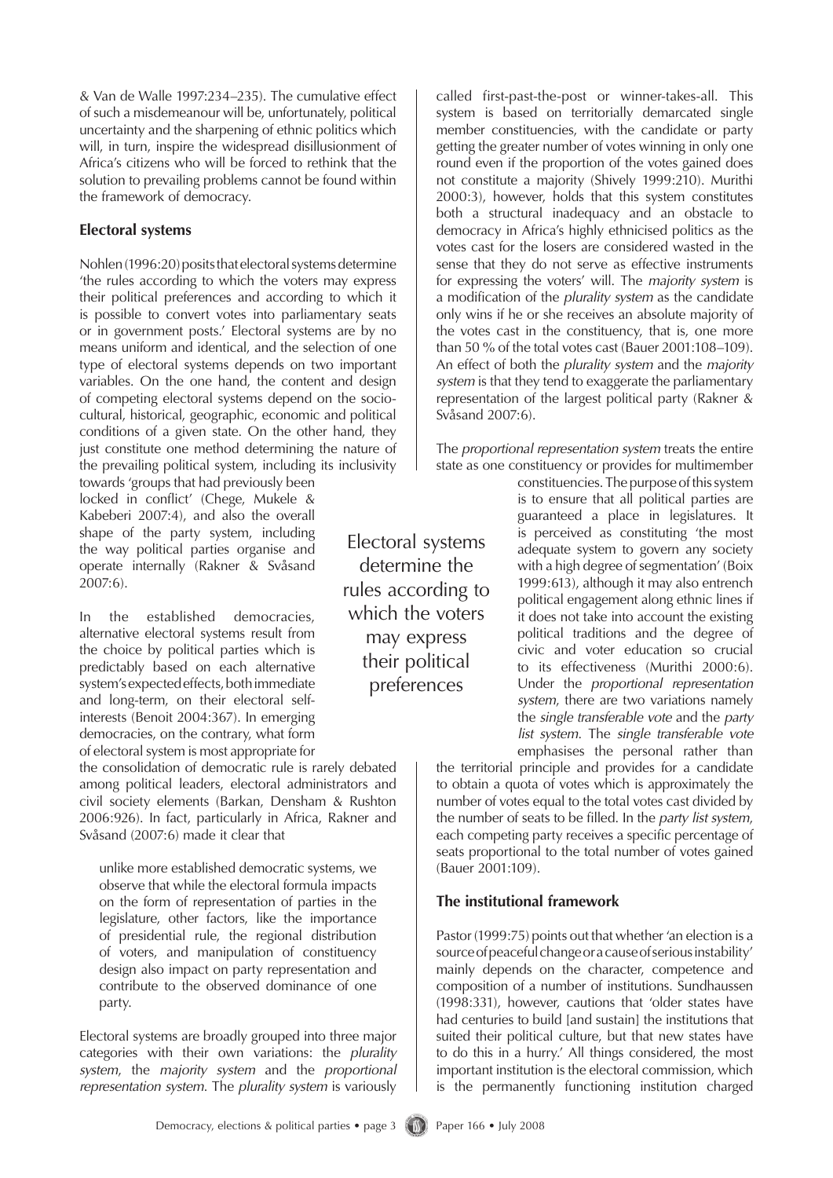& Van de Walle 1997:234–235). The cumulative effect of such a misdemeanour will be, unfortunately, political uncertainty and the sharpening of ethnic politics which will, in turn, inspire the widespread disillusionment of Africa's citizens who will be forced to rethink that the solution to prevailing problems cannot be found within the framework of democracy.

## Electoral systems

Nohlen (1996:20) posits that electoral systems determine 'the rules according to which the voters may express their political preferences and according to which it is possible to convert votes into parliamentary seats or in government posts.' Electoral systems are by no means uniform and identical, and the selection of one type of electoral systems depends on two important variables. On the one hand, the content and design of competing electoral systems depend on the socio-cultural, historical, geographic, economic and political conditions of a given state. On the other hand, they just constitute one method determining the nature of the prevailing political system, including its inclusivity towards 'groups that had previously been locked in conflict' (Chege, Mukele & Kabeberi 2007:4), and also the overall shape of the party system, including the way political parties organise and operate internally (Rakner & Svåsand 2007:6).

> Electoral systems determine the rules according to which the voters may express their political preferences

In the established democracies, alternative electoral systems result from the choice by political parties which is predictably based on each alternative system's expected effects, both immediate and long-term, on their electoral self-interests (Benoit 2004:367). In emerging democracies, on the contrary, what form of electoral system is most appropriate for the consolidation of democratic rule is rarely debated among political leaders, electoral administrators and civil society elements (Barkan, Densham & Rushton 2006:926). In fact, particularly in Africa, Rakner and Svåsand (2007:6) made it clear that

> unlike more established democratic systems, we observe that while the electoral formula impacts on the form of representation of parties in the legislature, other factors, like the importance of presidential rule, the regional distribution of voters, and manipulation of constituency design also impact on party representation and contribute to the observed dominance of one party.

Electoral systems are broadly grouped into three major categories with their own variations: the *plurality system*, the *majority system* and the *proportional representation system*. The *plurality system* is variously called first-past-the-post or winner-takes-all. This system is based on territorially demarcated single member constituencies, with the candidate or party getting the greater number of votes winning in only one round even if the proportion of the votes gained does not constitute a majority (Shively 1999:210). Murithi 2000:3), however, holds that this system constitutes both a structural inadequacy and an obstacle to democracy in Africa's highly ethnicised politics as the votes cast for the losers are considered wasted in the sense that they do not serve as effective instruments for expressing the voters' will. The *majority system* is a modification of the *plurality system* as the candidate only wins if he or she receives an absolute majority of the votes cast in the constituency, that is, one more than 50 % of the total votes cast (Bauer 2001:108–109). An effect of both the *plurality system* and the *majority system* is that they tend to exaggerate the parliamentary representation of the largest political party (Rakner & Svåsand 2007:6).

The *proportional representation system* treats the entire state as one constituency or provides for multimember constituencies. The purpose of this system is to ensure that all political parties are guaranteed a place in legislatures. It is perceived as constituting 'the most adequate system to govern any society with a high degree of segmentation' (Boix 1999:613), although it may also entrench political engagement along ethnic lines if it does not take into account the existing political traditions and the degree of civic and voter education so crucial to its effectiveness (Murithi 2000:6). Under the *proportional representation system*, there are two variations namely the *single transferable vote* and the *party list system*. The *single transferable vote* emphasises the personal rather than the territorial principle and provides for a candidate to obtain a quota of votes which is approximately the number of votes equal to the total votes cast divided by the number of seats to be filled. In the *party list system*, each competing party receives a specific percentage of seats proportional to the total number of votes gained (Bauer 2001:109).

## The institutional framework

Pastor (1999:75) points out that whether 'an election is a source of peaceful change or a cause of serious instability' mainly depends on the character, competence and composition of a number of institutions. Sundhaussen (1998:331), however, cautions that 'older states have had centuries to build [and sustain] the institutions that suited their political culture, but that new states have to do this in a hurry.' All things considered, the most important institution is the electoral commission, which is the permanently functioning institution charged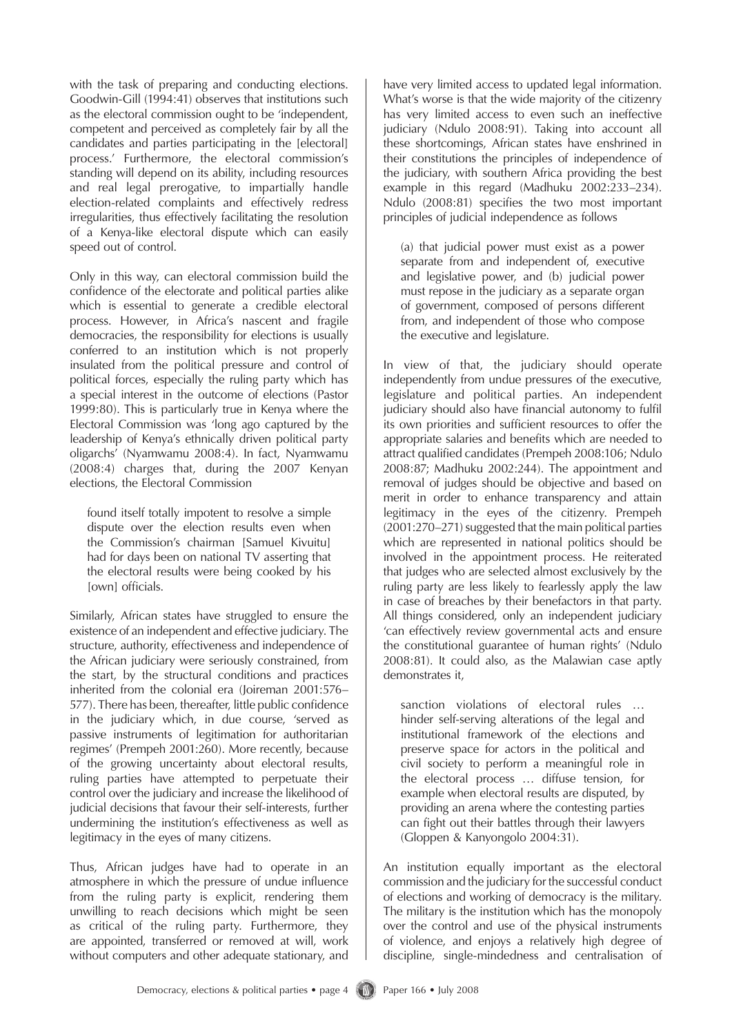with the task of preparing and conducting elections. Goodwin-Gill (1994:41) observes that institutions such as the electoral commission ought to be 'independent, competent and perceived as completely fair by all the candidates and parties participating in the [electoral] process.' Furthermore, the electoral commission's standing will depend on its ability, including resources and real legal prerogative, to impartially handle election-related complaints and effectively redress irregularities, thus effectively facilitating the resolution of a Kenya-like electoral dispute which can easily speed out of control.

Only in this way, can electoral commission build the confidence of the electorate and political parties alike which is essential to generate a credible electoral process. However, in Africa's nascent and fragile democracies, the responsibility for elections is usually conferred to an institution which is not properly insulated from the political pressure and control of political forces, especially the ruling party which has a special interest in the outcome of elections (Pastor 1999:80). This is particularly true in Kenya where the Electoral Commission was 'long ago captured by the leadership of Kenya's ethnically driven political party oligarchs' (Nyamwamu 2008:4). In fact, Nyamwamu (2008:4) charges that, during the 2007 Kenyan elections, the Electoral Commission

> found itself totally impotent to resolve a simple dispute over the election results even when the Commission's chairman [Samuel Kivuitu] had for days been on national TV asserting that the electoral results were being cooked by his [own] officials.

Similarly, African states have struggled to ensure the existence of an independent and effective judiciary. The structure, authority, effectiveness and independence of the African judiciary were seriously constrained, from the start, by the structural conditions and practices inherited from the colonial era (Joireman 2001:576–577). There has been, thereafter, little public confidence in the judiciary which, in due course, 'served as passive instruments of legitimation for authoritarian regimes' (Prempeh 2001:260). More recently, because of the growing uncertainty about electoral results, ruling parties have attempted to perpetuate their control over the judiciary and increase the likelihood of judicial decisions that favour their self-interests, further undermining the institution's effectiveness as well as legitimacy in the eyes of many citizens.

Thus, African judges have had to operate in an atmosphere in which the pressure of undue influence from the ruling party is explicit, rendering them unwilling to reach decisions which might be seen as critical of the ruling party. Furthermore, they are appointed, transferred or removed at will, work without computers and other adequate stationary, and have very limited access to updated legal information. What's worse is that the wide majority of the citizenry has very limited access to even such an ineffective judiciary (Ndulo 2008:91). Taking into account all these shortcomings, African states have enshrined in their constitutions the principles of independence of the judiciary, with southern Africa providing the best example in this regard (Madhuku 2002:233–234). Ndulo (2008:81) specifies the two most important principles of judicial independence as follows

> (a) that judicial power must exist as a power separate from and independent of, executive and legislative power, and (b) judicial power must repose in the judiciary as a separate organ of government, composed of persons different from, and independent of those who compose the executive and legislature.

In view of that, the judiciary should operate independently from undue pressures of the executive, legislature and political parties. An independent judiciary should also have financial autonomy to fulfil its own priorities and sufficient resources to offer the appropriate salaries and benefits which are needed to attract qualified candidates (Prempeh 2008:106; Ndulo 2008:87; Madhuku 2002:244). The appointment and removal of judges should be objective and based on merit in order to enhance transparency and attain legitimacy in the eyes of the citizenry. Prempeh (2001:270–271) suggested that the main political parties which are represented in national politics should be involved in the appointment process. He reiterated that judges who are selected almost exclusively by the ruling party are less likely to fearlessly apply the law in case of breaches by their benefactors in that party. All things considered, only an independent judiciary 'can effectively review governmental acts and ensure the constitutional guarantee of human rights' (Ndulo 2008:81). It could also, as the Malawian case aptly demonstrates it,

> sanction violations of electoral rules … hinder self-serving alterations of the legal and institutional framework of the elections and preserve space for actors in the political and civil society to perform a meaningful role in the electoral process … diffuse tension, for example when electoral results are disputed, by providing an arena where the contesting parties can fight out their battles through their lawyers (Gloppen & Kanyongolo 2004:31).

An institution equally important as the electoral commission and the judiciary for the successful conduct of elections and working of democracy is the military. The military is the institution which has the monopoly over the control and use of the physical instruments of violence, and enjoys a relatively high degree of discipline, single-mindedness and centralisation of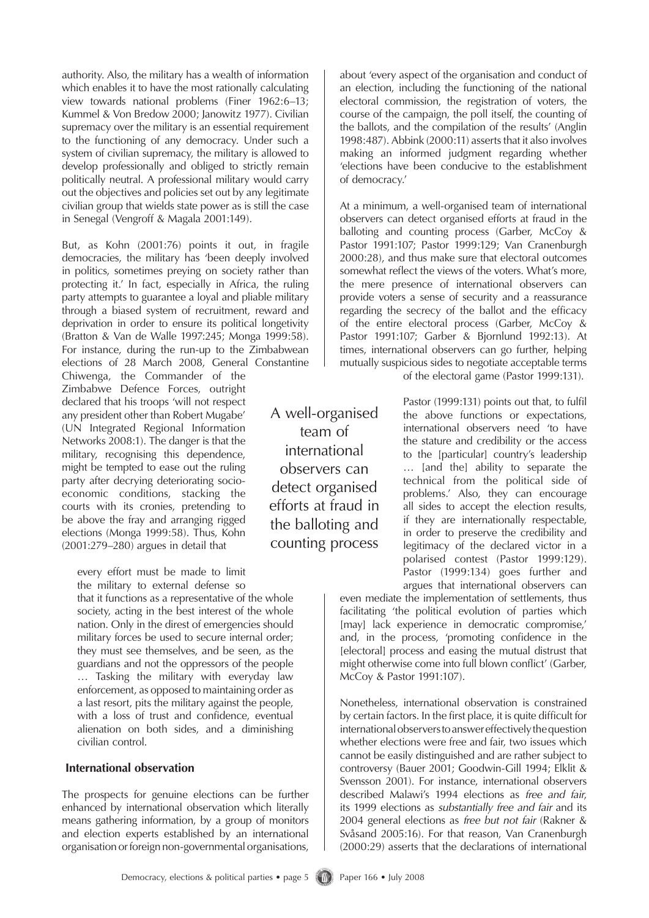authority. Also, the military has a wealth of information which enables it to have the most rationally calculating view towards national problems (Finer 1962:6–13; Kummel & Von Bredow 2000; Janowitz 1977). Civilian supremacy over the military is an essential requirement to the functioning of any democracy. Under such a system of civilian supremacy, the military is allowed to develop professionally and obliged to strictly remain politically neutral. A professional military would carry out the objectives and policies set out by any legitimate civilian group that wields state power as is still the case in Senegal (Vengroff & Magala 2001:149).

But, as Kohn (2001:76) points it out, in fragile democracies, the military has 'been deeply involved in politics, sometimes preying on society rather than protecting it.' In fact, especially in Africa, the ruling party attempts to guarantee a loyal and pliable military through a biased system of recruitment, reward and deprivation in order to ensure its political longevity (Bratton & Van de Walle 1997:245; Monga 1999:58). For instance, during the run-up to the Zimbabwean elections of 28 March 2008, General Constantine Chiwenga, the Commander of the Zimbabwe Defence Forces, outright declared that his troops 'will not respect any president other than Robert Mugabe' (UN Integrated Regional Information Networks 2008:1). The danger is that the military, recognising this dependence, might be tempted to ease out the ruling party after decrying deteriorating socio-economic conditions, stacking the courts with its cronies, pretending to be above the fray and arranging rigged elections (Monga 1999:58). Thus, Kohn (2001:279–280) argues in detail that

> every effort must be made to limit the military to external defense so that it functions as a representative of the whole society, acting in the best interest of the whole nation. Only in the direst of emergencies should military forces be used to secure internal order; they must see themselves, and be seen, as the guardians and not the oppressors of the people … Tasking the military with everyday law enforcement, as opposed to maintaining order as a last resort, pits the military against the people, with a loss of trust and confidence, eventual alienation on both sides, and a diminishing civilian control.

## International observation

The prospects for genuine elections can be further enhanced by international observation which literally means gathering information, by a group of monitors and election experts established by an international organisation or foreign non-governmental organisations, about 'every aspect of the organisation and conduct of an election, including the functioning of the national electoral commission, the registration of voters, the course of the campaign, the poll itself, the counting of the ballots, and the compilation of the results' (Anglin 1998:487). Abbink (2000:11) asserts that it also involves making an informed judgment regarding whether 'elections have been conducive to the establishment of democracy.'

At a minimum, a well-organised team of international observers can detect organised efforts at fraud in the balloting and counting process (Garber, McCoy & Pastor 1991:107; Pastor 1999:129; Van Cranenburgh 2000:28), and thus make sure that electoral outcomes somewhat reflect the views of the voters. What's more, the mere presence of international observers can provide voters a sense of security and a reassurance regarding the secrecy of the ballot and the efficacy of the entire electoral process (Garber, McCoy & Pastor 1991:107; Garber & Bjornlund 1992:13). At times, international observers can go further, helping mutually suspicious sides to negotiate acceptable terms of the electoral game (Pastor 1999:131).

> A well-organised team of international observers can detect organised efforts at fraud in the balloting and counting process

Pastor (1999:131) points out that, to fulfil the above functions or expectations, international observers need 'to have the stature and credibility or the access to the [particular] country's leadership … [and the] ability to separate the technical from the political side of problems.' Also, they can encourage all sides to accept the election results, if they are internationally respectable, in order to preserve the credibility and legitimacy of the declared victor in a polarised contest (Pastor 1999:129). Pastor (1999:134) goes further and argues that international observers can even mediate the implementation of settlements, thus facilitating 'the political evolution of parties which [may] lack experience in democratic compromise,' and, in the process, 'promoting confidence in the [electoral] process and easing the mutual distrust that might otherwise come into full blown conflict' (Garber, McCoy & Pastor 1991:107).

Nonetheless, international observation is constrained by certain factors. In the first place, it is quite difficult for international observers to answer effectively the question whether elections were free and fair, two issues which cannot be easily distinguished and are rather subject to controversy (Bauer 2001; Goodwin-Gill 1994; Elklit & Svensson 2001). For instance, international observers described Malawi's 1994 elections as *free and fair*, its 1999 elections as *substantially free and fair* and its 2004 general elections as *free but not fair* (Rakner & Svåsand 2005:16). For that reason, Van Cranenburgh (2000:29) asserts that the declarations of international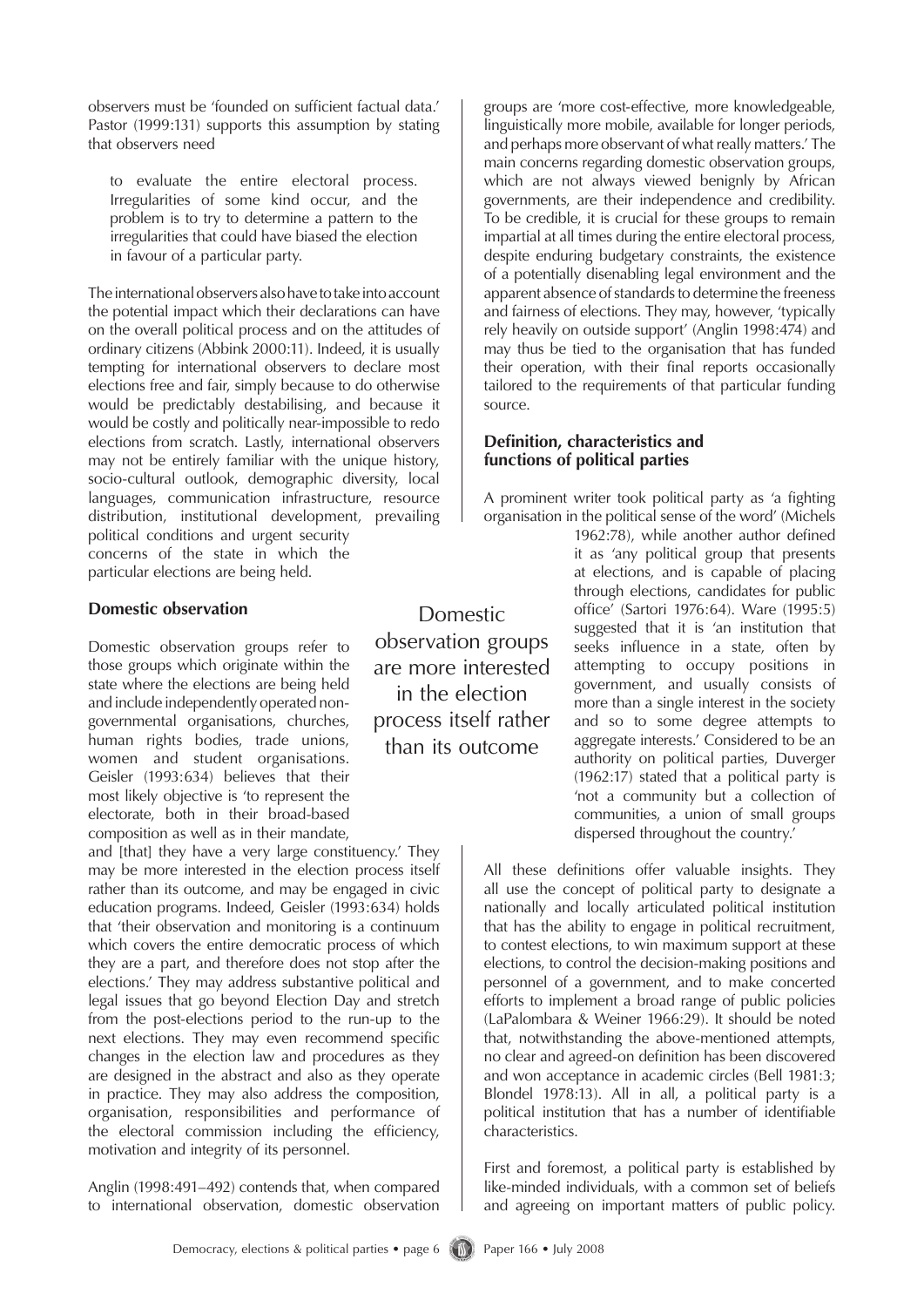observers must be 'founded on sufficient factual data.' Pastor (1999:131) supports this assumption by stating that observers need

> to evaluate the entire electoral process. Irregularities of some kind occur, and the problem is to try to determine a pattern to the irregularities that could have biased the election in favour of a particular party.

The international observers also have to take into account the potential impact which their declarations can have on the overall political process and on the attitudes of ordinary citizens (Abbink 2000:11). Indeed, it is usually tempting for international observers to declare most elections free and fair, simply because to do otherwise would be predictably destabilising, and because it would be costly and politically near-impossible to redo elections from scratch. Lastly, international observers may not be entirely familiar with the unique history, socio-cultural outlook, demographic diversity, local languages, communication infrastructure, resource distribution, institutional development, prevailing political conditions and urgent security concerns of the state in which the particular elections are being held.

### Domestic observation

Domestic observation groups refer to those groups which originate within the state where the elections are being held and include independently operated non-governmental organisations, churches, human rights bodies, trade unions, women and student organisations. Geisler (1993:634) believes that their most likely objective is 'to represent the electorate, both in their broad-based composition as well as in their mandate, and [that] they have a very large constituency.' They may be more interested in the election process itself rather than its outcome, and may be engaged in civic education programs. Indeed, Geisler (1993:634) holds that 'their observation and monitoring is a continuum which covers the entire democratic process of which they are a part, and therefore does not stop after the elections.' They may address substantive political and legal issues that go beyond Election Day and stretch from the post-elections period to the run-up to the next elections. They may even recommend specific changes in the election law and procedures as they are designed in the abstract and also as they operate in practice. They may also address the composition, organisation, responsibilities and performance of the electoral commission including the efficiency, motivation and integrity of its personnel.

> Domestic observation groups are more interested in the election process itself rather than its outcome

Anglin (1998:491–492) contends that, when compared to international observation, domestic observation groups are 'more cost-effective, more knowledgeable, linguistically more mobile, available for longer periods, and perhaps more observant of what really matters.' The main concerns regarding domestic observation groups, which are not always viewed benignly by African governments, are their independence and credibility. To be credible, it is crucial for these groups to remain impartial at all times during the entire electoral process, despite enduring budgetary constraints, the existence of a potentially disenabling legal environment and the apparent absence of standards to determine the freeness and fairness of elections. They may, however, 'typically rely heavily on outside support' (Anglin 1998:474) and may thus be tied to the organisation that has funded their operation, with their final reports occasionally tailored to the requirements of that particular funding source.

### Definition, characteristics and functions of political parties

A prominent writer took political party as 'a fighting organisation in the political sense of the word' (Michels 1962:78), while another author defined it as 'any political group that presents at elections, and is capable of placing through elections, candidates for public office' (Sartori 1976:64). Ware (1995:5) suggested that it is 'an institution that seeks influence in a state, often by attempting to occupy positions in government, and usually consists of more than a single interest in the society and so to some degree attempts to aggregate interests.' Considered to be an authority on political parties, Duverger (1962:17) stated that a political party is 'not a community but a collection of communities, a union of small groups dispersed throughout the country.'

All these definitions offer valuable insights. They all use the concept of political party to designate a nationally and locally articulated political institution that has the ability to engage in political recruitment, to contest elections, to win maximum support at these elections, to control the decision-making positions and personnel of a government, and to make concerted efforts to implement a broad range of public policies (LaPalombara & Weiner 1966:29). It should be noted that, notwithstanding the above-mentioned attempts, no clear and agreed-on definition has been discovered and won acceptance in academic circles (Bell 1981:3; Blondel 1978:13). All in all, a political party is a political institution that has a number of identifiable characteristics.

First and foremost, a political party is established by like-minded individuals, with a common set of beliefs and agreeing on important matters of public policy.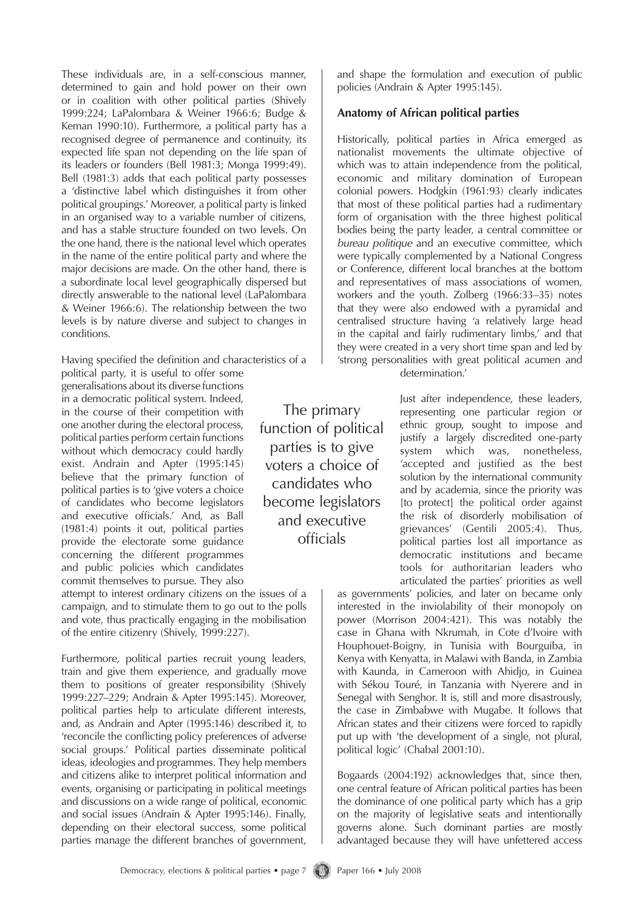These individuals are, in a self-conscious manner, determined to gain and hold power on their own or in coalition with other political parties (Shively 1999:224; LaPalombara & Weiner 1966:6; Budge & Keman 1990:10). Furthermore, a political party has a recognised degree of permanence and continuity, its expected life span not depending on the life span of its leaders or founders (Bell 1981:3; Monga 1999:49). Bell (1981:3) adds that each political party possesses a 'distinctive label which distinguishes it from other political groupings.' Moreover, a political party is linked in an organised way to a variable number of citizens, and has a stable structure founded on two levels. On the one hand, there is the national level which operates in the name of the entire political party and where the major decisions are made. On the other hand, there is a subordinate local level geographically dispersed but directly answerable to the national level (LaPalombara & Weiner 1966:6). The relationship between the two levels is by nature diverse and subject to changes in conditions.

Having specified the definition and characteristics of a political party, it is useful to offer some generalisations about its diverse functions in a democratic political system. Indeed, in the course of their competition with one another during the electoral process, political parties perform certain functions without which democracy could hardly exist. Andrain and Apter (1995:145) believe that the primary function of political parties is to 'give voters a choice of candidates who become legislators and executive officials.' And, as Ball (1981:4) points it out, political parties provide the electorate some guidance concerning the different programmes and public policies which candidates commit themselves to pursue. They also attempt to interest ordinary citizens on the issues of a campaign, and to stimulate them to go out to the polls and vote, thus practically engaging in the mobilisation of the entire citizenry (Shively, 1999:227).

> The primary function of political parties is to give voters a choice of candidates who become legislators and executive officials

Furthermore, political parties recruit young leaders, train and give them experience, and gradually move them to positions of greater responsibility (Shively 1999:227–229; Andrain & Apter 1995:145). Moreover, political parties help to articulate different interests, and, as Andrain and Apter (1995:146) described it, to 'reconcile the conflicting policy preferences of adverse social groups.' Political parties disseminate political ideas, ideologies and programmes. They help members and citizens alike to interpret political information and events, organising or participating in political meetings and discussions on a wide range of political, economic and social issues (Andrain & Apter 1995:146). Finally, depending on their electoral success, some political parties manage the different branches of government, and shape the formulation and execution of public policies (Andrain & Apter 1995:145).

## Anatomy of African political parties

Historically, political parties in Africa emerged as nationalist movements the ultimate objective of which was to attain independence from the political, economic and military domination of European colonial powers. Hodgkin (1961:93) clearly indicates that most of these political parties had a rudimentary form of organisation with the three highest political bodies being the party leader, a central committee or *bureau politique* and an executive committee, which were typically complemented by a National Congress or Conference, different local branches at the bottom and representatives of mass associations of women, workers and the youth. Zolberg (1966:33–35) notes that they were also endowed with a pyramidal and centralised structure having 'a relatively large head in the capital and fairly rudimentary limbs,' and that they were created in a very short time span and led by 'strong personalities with great political acumen and determination.'

Just after independence, these leaders, representing one particular region or ethnic group, sought to impose and justify a largely discredited one-party system which was, nonetheless, 'accepted and justified as the best solution by the international community and by academia, since the priority was [to protect] the political order against the risk of disorderly mobilisation of grievances' (Gentili 2005:4). Thus, political parties lost all importance as democratic institutions and became tools for authoritarian leaders who articulated the parties' priorities as well as governments' policies, and later on became only interested in the inviolability of their monopoly on power (Morrison 2004:421). This was notably the case in Ghana with Nkrumah, in Cote d'Ivoire with Houphouet-Boigny, in Tunisia with Bourguiba, in Kenya with Kenyatta, in Malawi with Banda, in Zambia with Kaunda, in Cameroon with Ahidjo, in Guinea with Sékou Touré, in Tanzania with Nyerere and in Senegal with Senghor. It is, still and more disastrously, the case in Zimbabwe with Mugabe. It follows that African states and their citizens were forced to rapidly put up with 'the development of a single, not plural, political logic' (Chabal 2001:10).

Bogaards (2004:192) acknowledges that, since then, one central feature of African political parties has been the dominance of one political party which has a grip on the majority of legislative seats and intentionally governs alone. Such dominant parties are mostly advantaged because they will have unfettered access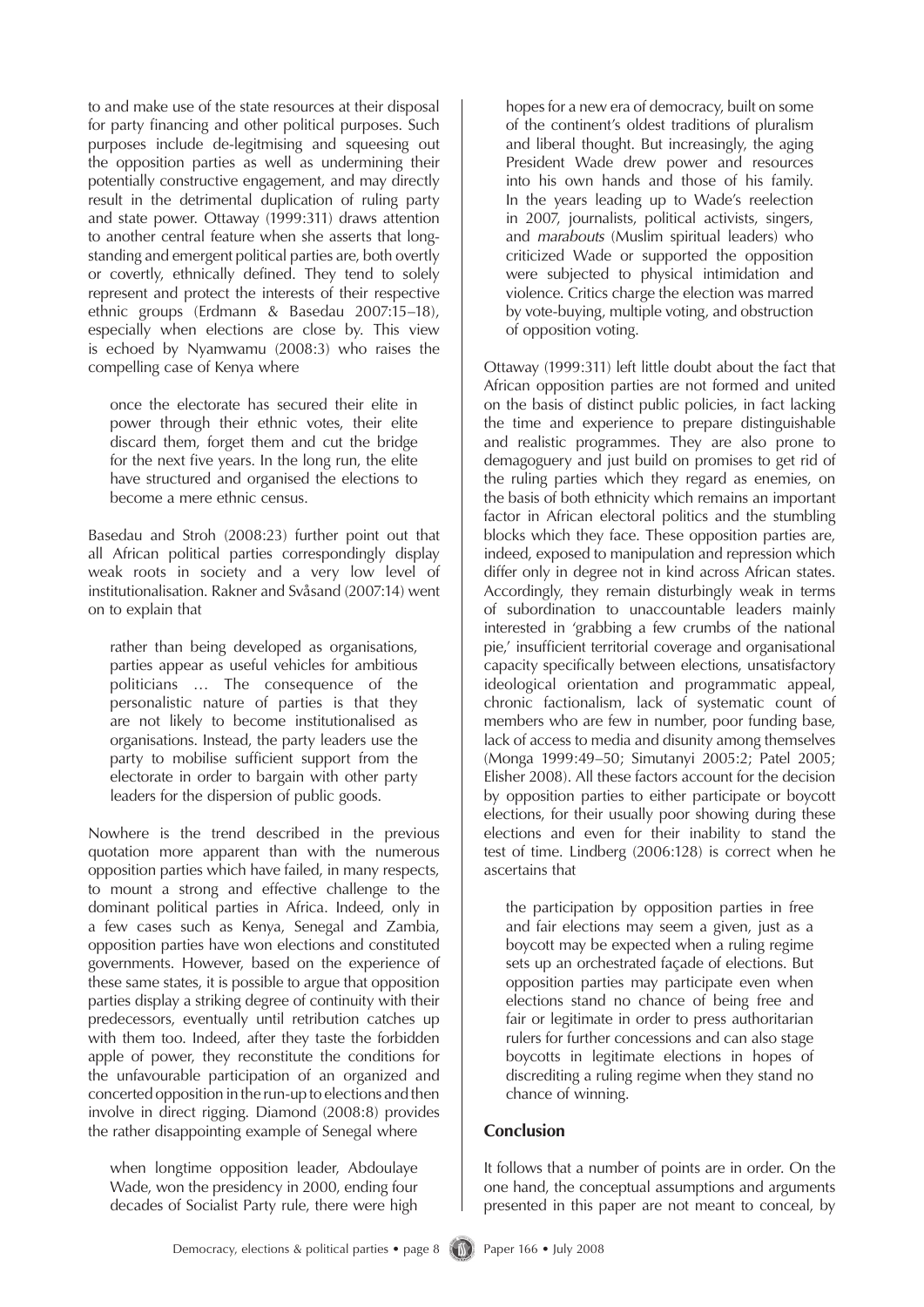to and make use of the state resources at their disposal for party financing and other political purposes. Such purposes include de-legitmising and squeesing out the opposition parties as well as undermining their potentially constructive engagement, and may directly result in the detrimental duplication of ruling party and state power. Ottaway (1999:311) draws attention to another central feature when she asserts that long-standing and emergent political parties are, both overtly or covertly, ethnically defined. They tend to solely represent and protect the interests of their respective ethnic groups (Erdmann & Basedau 2007:15–18), especially when elections are close by. This view is echoed by Nyamwamu (2008:3) who raises the compelling case of Kenya where

> once the electorate has secured their elite in power through their ethnic votes, their elite discard them, forget them and cut the bridge for the next five years. In the long run, the elite have structured and organised the elections to become a mere ethnic census.

Basedau and Stroh (2008:23) further point out that all African political parties correspondingly display weak roots in society and a very low level of institutionalisation. Rakner and Svåsand (2007:14) went on to explain that

> rather than being developed as organisations, parties appear as useful vehicles for ambitious politicians … The consequence of the personalistic nature of parties is that they are not likely to become institutionalised as organisations. Instead, the party leaders use the party to mobilise sufficient support from the electorate in order to bargain with other party leaders for the dispersion of public goods.

Nowhere is the trend described in the previous quotation more apparent than with the numerous opposition parties which have failed, in many respects, to mount a strong and effective challenge to the dominant political parties in Africa. Indeed, only in a few cases such as Kenya, Senegal and Zambia, opposition parties have won elections and constituted governments. However, based on the experience of these same states, it is possible to argue that opposition parties display a striking degree of continuity with their predecessors, eventually until retribution catches up with them too. Indeed, after they taste the forbidden apple of power, they reconstitute the conditions for the unfavourable participation of an organized and concerted opposition in the run-up to elections and then involve in direct rigging. Diamond (2008:8) provides the rather disappointing example of Senegal where

> when longtime opposition leader, Abdoulaye Wade, won the presidency in 2000, ending four decades of Socialist Party rule, there were high hopes for a new era of democracy, built on some of the continent's oldest traditions of pluralism and liberal thought. But increasingly, the aging President Wade drew power and resources into his own hands and those of his family. In the years leading up to Wade's reelection in 2007, journalists, political activists, singers, and *marabouts* (Muslim spiritual leaders) who criticized Wade or supported the opposition were subjected to physical intimidation and violence. Critics charge the election was marred by vote-buying, multiple voting, and obstruction of opposition voting.

Ottaway (1999:311) left little doubt about the fact that African opposition parties are not formed and united on the basis of distinct public policies, in fact lacking the time and experience to prepare distinguishable and realistic programmes. They are also prone to demagoguery and just build on promises to get rid of the ruling parties which they regard as enemies, on the basis of both ethnicity which remains an important factor in African electoral politics and the stumbling blocks which they face. These opposition parties are, indeed, exposed to manipulation and repression which differ only in degree not in kind across African states. Accordingly, they remain disturbingly weak in terms of subordination to unaccountable leaders mainly interested in 'grabbing a few crumbs of the national pie,' insufficient territorial coverage and organisational capacity specifically between elections, unsatisfactory ideological orientation and programmatic appeal, chronic factionalism, lack of systematic count of members who are few in number, poor funding base, lack of access to media and disunity among themselves (Monga 1999:49–50; Simutanyi 2005:2; Patel 2005; Elisher 2008). All these factors account for the decision by opposition parties to either participate or boycott elections, for their usually poor showing during these elections and even for their inability to stand the test of time. Lindberg (2006:128) is correct when he ascertains that

> the participation by opposition parties in free and fair elections may seem a given, just as a boycott may be expected when a ruling regime sets up an orchestrated façade of elections. But opposition parties may participate even when elections stand no chance of being free and fair or legitimate in order to press authoritarian rulers for further concessions and can also stage boycotts in legitimate elections in hopes of discrediting a ruling regime when they stand no chance of winning.

## Conclusion

It follows that a number of points are in order. On the one hand, the conceptual assumptions and arguments presented in this paper are not meant to conceal, by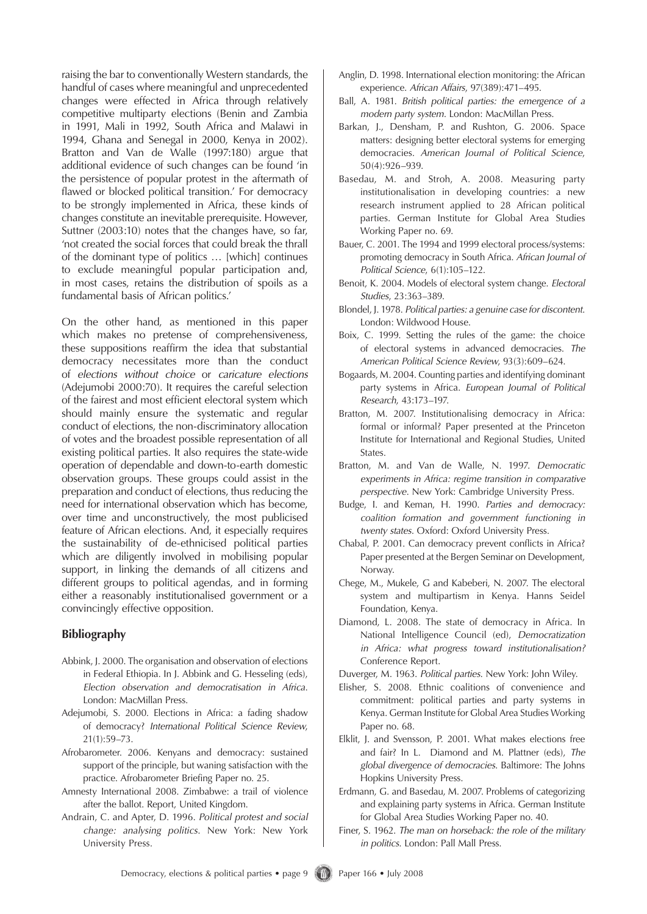raising the bar to conventionally Western standards, the handful of cases where meaningful and unprecedented changes were effected in Africa through relatively competitive multiparty elections (Benin and Zambia in 1991, Mali in 1992, South Africa and Malawi in 1994, Ghana and Senegal in 2000, Kenya in 2002). Bratton and Van de Walle (1997:180) argue that additional evidence of such changes can be found 'in the persistence of popular protest in the aftermath of flawed or blocked political transition.' For democracy to be strongly implemented in Africa, these kinds of changes constitute an inevitable prerequisite. However, Suttner (2003:10) notes that the changes have, so far, 'not created the social forces that could break the thrall of the dominant type of politics … [which] continues to exclude meaningful popular participation and, in most cases, retains the distribution of spoils as a fundamental basis of African politics.'

On the other hand, as mentioned in this paper which makes no pretense of comprehensiveness, these suppositions reaffirm the idea that substantial democracy necessitates more than the conduct of *elections without choice* or *caricature elections* (Adejumobi 2000:70). It requires the careful selection of the fairest and most efficient electoral system which should mainly ensure the systematic and regular conduct of elections, the non-discriminatory allocation of votes and the broadest possible representation of all existing political parties. It also requires the state-wide operation of dependable and down-to-earth domestic observation groups. These groups could assist in the preparation and conduct of elections, thus reducing the need for international observation which has become, over time and unconstructively, the most publicised feature of African elections. And, it especially requires the sustainability of de-ethnicised political parties which are diligently involved in mobilising popular support, in linking the demands of all citizens and different groups to political agendas, and in forming either a reasonably institutionalised government or a convincingly effective opposition.

## Bibliography

Abbink, J. 2000. The organisation and observation of elections in Federal Ethiopia. In J. Abbink and G. Hesseling (eds), *Election observation and democratisation in Africa*. London: MacMillan Press.

Adejumobi, S. 2000. Elections in Africa: a fading shadow of democracy? *International Political Science Review*, 21(1):59–73.

Afrobarometer. 2006. Kenyans and democracy: sustained support of the principle, but waning satisfaction with the practice. Afrobarometer Briefing Paper no. 25.

Amnesty International 2008. Zimbabwe: a trail of violence after the ballot. Report, United Kingdom.

Andrain, C. and Apter, D. 1996. *Political protest and social change: analysing politics*. New York: New York University Press.

Anglin, D. 1998. International election monitoring: the African experience. *African Affairs*, 97(389):471–495.

Ball, A. 1981. *British political parties: the emergence of a modern party system*. London: MacMillan Press.

Barkan, J., Densham, P. and Rushton, G. 2006. Space matters: designing better electoral systems for emerging democracies. *American Journal of Political Science*, 50(4):926–939.

Basedau, M. and Stroh, A. 2008. Measuring party institutionalisation in developing countries: a new research instrument applied to 28 African political parties. German Institute for Global Area Studies Working Paper no. 69.

Bauer, C. 2001. The 1994 and 1999 electoral process/systems: promoting democracy in South Africa. *African Journal of Political Science*, 6(1):105–122.

Benoit, K. 2004. Models of electoral system change. *Electoral Studies*, 23:363–389.

Blondel, J. 1978. *Political parties: a genuine case for discontent*. London: Wildwood House.

Boix, C. 1999. Setting the rules of the game: the choice of electoral systems in advanced democracies. *The American Political Science Review*, 93(3):609–624.

Bogaards, M. 2004. Counting parties and identifying dominant party systems in Africa. *European Journal of Political Research*, 43:173–197.

Bratton, M. 2007. Institutionalising democracy in Africa: formal or informal? Paper presented at the Princeton Institute for International and Regional Studies, United States.

Bratton, M. and Van de Walle, N. 1997. *Democratic experiments in Africa: regime transition in comparative perspective*. New York: Cambridge University Press.

Budge, I. and Keman, H. 1990. *Parties and democracy: coalition formation and government functioning in twenty states*. Oxford: Oxford University Press.

Chabal, P. 2001. Can democracy prevent conflicts in Africa? Paper presented at the Bergen Seminar on Development, Norway.

Chege, M., Mukele, G and Kabeberi, N. 2007. The electoral system and multipartism in Kenya. Hanns Seidel Foundation, Kenya.

Diamond, L. 2008. The state of democracy in Africa. In National Intelligence Council (ed), *Democratization in Africa: what progress toward institutionalisation?* Conference Report.

Duverger, M. 1963. *Political parties*. New York: John Wiley.

Elisher, S. 2008. Ethnic coalitions of convenience and commitment: political parties and party systems in Kenya. German Institute for Global Area Studies Working Paper no. 68.

Elklit, J. and Svensson, P. 2001. What makes elections free and fair? In L. Diamond and M. Plattner (eds), *The global divergence of democracies*. Baltimore: The Johns Hopkins University Press.

Erdmann, G. and Basedau, M. 2007. Problems of categorizing and explaining party systems in Africa. German Institute for Global Area Studies Working Paper no. 40.

Finer, S. 1962. *The man on horseback: the role of the military in politics*. London: Pall Mall Press.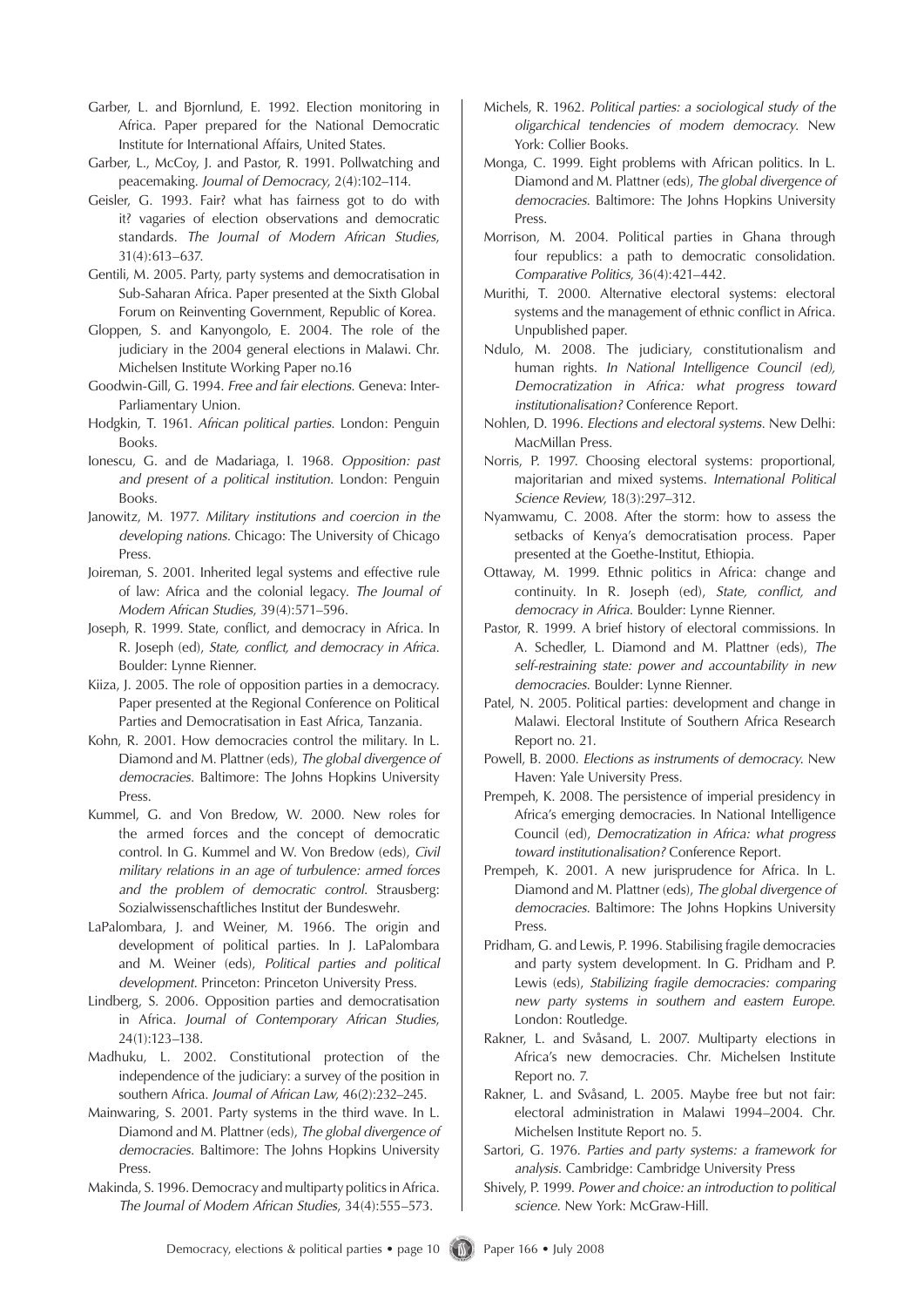Garber, L. and Bjornlund, E. 1992. Election monitoring in Africa. Paper prepared for the National Democratic Institute for International Affairs, United States.

Garber, L., McCoy, J. and Pastor, R. 1991. Pollwatching and peacemaking. *Journal of Democracy*, 2(4):102–114.

Geisler, G. 1993. Fair? what has fairness got to do with it? vagaries of election observations and democratic standards. *The Journal of Modern African Studies*, 31(4):613–637.

Gentili, M. 2005. Party, party systems and democratisation in Sub-Saharan Africa. Paper presented at the Sixth Global Forum on Reinventing Government, Republic of Korea.

Gloppen, S. and Kanyongolo, E. 2004. The role of the judiciary in the 2004 general elections in Malawi. Chr. Michelsen Institute Working Paper no.16

Goodwin-Gill, G. 1994. *Free and fair elections*. Geneva: Inter-Parliamentary Union.

Hodgkin, T. 1961. *African political parties*. London: Penguin Books.

Ionescu, G. and de Madariaga, I. 1968. *Opposition: past and present of a political institution*. London: Penguin Books.

Janowitz, M. 1977. *Military institutions and coercion in the developing nations*. Chicago: The University of Chicago Press.

Joireman, S. 2001. Inherited legal systems and effective rule of law: Africa and the colonial legacy. *The Journal of Modern African Studies*, 39(4):571–596.

Joseph, R. 1999. State, conflict, and democracy in Africa. In R. Joseph (ed), *State, conflict, and democracy in Africa*. Boulder: Lynne Rienner.

Kiiza, J. 2005. The role of opposition parties in a democracy. Paper presented at the Regional Conference on Political Parties and Democratisation in East Africa, Tanzania.

Kohn, R. 2001. How democracies control the military. In L. Diamond and M. Plattner (eds), *The global divergence of democracies*. Baltimore: The Johns Hopkins University Press.

Kummel, G. and Von Bredow, W. 2000. New roles for the armed forces and the concept of democratic control. In G. Kummel and W. Von Bredow (eds), *Civil military relations in an age of turbulence: armed forces and the problem of democratic control*. Strausberg: Sozialwissenschaftliches Institut der Bundeswehr.

LaPalombara, J. and Weiner, M. 1966. The origin and development of political parties. In J. LaPalombara and M. Weiner (eds), *Political parties and political development*. Princeton: Princeton University Press.

Lindberg, S. 2006. Opposition parties and democratisation in Africa. *Journal of Contemporary African Studies*, 24(1):123–138.

Madhuku, L. 2002. Constitutional protection of the independence of the judiciary: a survey of the position in southern Africa. *Journal of African Law*, 46(2):232–245.

Mainwaring, S. 2001. Party systems in the third wave. In L. Diamond and M. Plattner (eds), *The global divergence of democracies*. Baltimore: The Johns Hopkins University Press.

Makinda, S. 1996. Democracy and multiparty politics in Africa. *The Journal of Modern African Studies*, 34(4):555–573.

Michels, R. 1962. *Political parties: a sociological study of the oligarchical tendencies of modern democracy*. New York: Collier Books.

Monga, C. 1999. Eight problems with African politics. In L. Diamond and M. Plattner (eds), *The global divergence of democracies*. Baltimore: The Johns Hopkins University Press.

Morrison, M. 2004. Political parties in Ghana through four republics: a path to democratic consolidation. *Comparative Politics*, 36(4):421–442.

Murithi, T. 2000. Alternative electoral systems: electoral systems and the management of ethnic conflict in Africa. Unpublished paper.

Ndulo, M. 2008. The judiciary, constitutionalism and human rights. *In National Intelligence Council (ed), Democratization in Africa: what progress toward institutionalisation?* Conference Report.

Nohlen, D. 1996. *Elections and electoral systems*. New Delhi: MacMillan Press.

Norris, P. 1997. Choosing electoral systems: proportional, majoritarian and mixed systems. *International Political Science Review*, 18(3):297–312.

Nyamwamu, C. 2008. After the storm: how to assess the setbacks of Kenya's democratisation process. Paper presented at the Goethe-Institut, Ethiopia.

Ottaway, M. 1999. Ethnic politics in Africa: change and continuity. In R. Joseph (ed), *State, conflict, and democracy in Africa*. Boulder: Lynne Rienner.

Pastor, R. 1999. A brief history of electoral commissions. In A. Schedler, L. Diamond and M. Plattner (eds), *The self-restraining state: power and accountability in new democracies*. Boulder: Lynne Rienner.

Patel, N. 2005. Political parties: development and change in Malawi. Electoral Institute of Southern Africa Research Report no. 21.

Powell, B. 2000. *Elections as instruments of democracy*. New Haven: Yale University Press.

Prempeh, K. 2008. The persistence of imperial presidency in Africa's emerging democracies. In National Intelligence Council (ed), *Democratization in Africa: what progress toward institutionalisation?* Conference Report.

Prempeh, K. 2001. A new jurisprudence for Africa. In L. Diamond and M. Plattner (eds), *The global divergence of democracies*. Baltimore: The Johns Hopkins University Press.

Pridham, G. and Lewis, P. 1996. Stabilising fragile democracies and party system development. In G. Pridham and P. Lewis (eds), *Stabilizing fragile democracies: comparing new party systems in southern and eastern Europe*. London: Routledge.

Rakner, L. and Svåsand, L. 2007. Multiparty elections in Africa's new democracies. Chr. Michelsen Institute Report no. 7.

Rakner, L. and Svåsand, L. 2005. Maybe free but not fair: electoral administration in Malawi 1994–2004. Chr. Michelsen Institute Report no. 5.

Sartori, G. 1976. *Parties and party systems: a framework for analysis*. Cambridge: Cambridge University Press

Shively, P. 1999. *Power and choice: an introduction to political science*. New York: McGraw-Hill.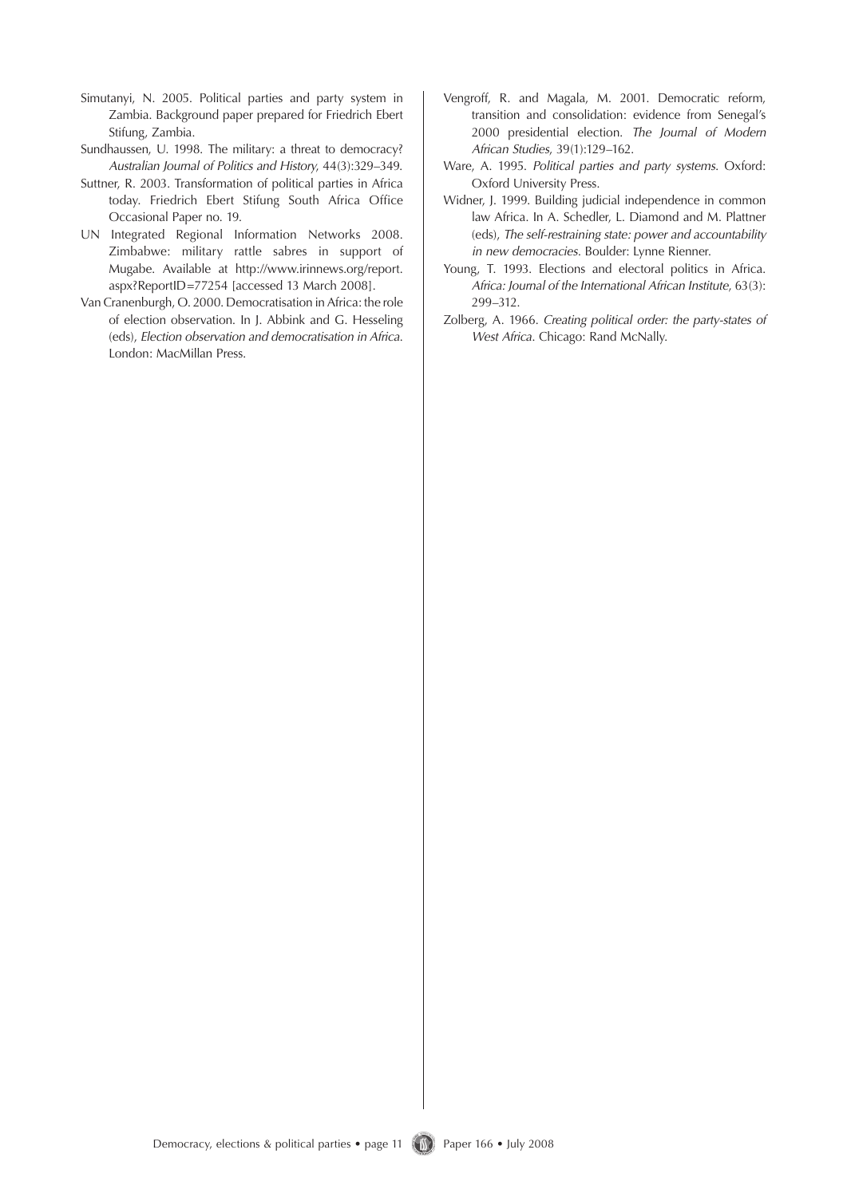Simutanyi, N. 2005. Political parties and party system in Zambia. Background paper prepared for Friedrich Ebert Stifung, Zambia.

Sundhaussen, U. 1998. The military: a threat to democracy? *Australian Journal of Politics and History*, 44(3):329–349.

Suttner, R. 2003. Transformation of political parties in Africa today. Friedrich Ebert Stifung South Africa Office Occasional Paper no. 19.

UN Integrated Regional Information Networks 2008. Zimbabwe: military rattle sabres in support of Mugabe. Available at http://www.irinnews.org/report.aspx?ReportID=77254 [accessed 13 March 2008].

Van Cranenburgh, O. 2000. Democratisation in Africa: the role of election observation. In J. Abbink and G. Hesseling (eds), *Election observation and democratisation in Africa*. London: MacMillan Press.

Vengroff, R. and Magala, M. 2001. Democratic reform, transition and consolidation: evidence from Senegal's 2000 presidential election. *The Journal of Modern African Studies*, 39(1):129–162.

Ware, A. 1995. *Political parties and party systems*. Oxford: Oxford University Press.

Widner, J. 1999. Building judicial independence in common law Africa. In A. Schedler, L. Diamond and M. Plattner (eds), *The self-restraining state: power and accountability in new democracies*. Boulder: Lynne Rienner.

Young, T. 1993. Elections and electoral politics in Africa. *Africa: Journal of the International African Institute*, 63(3): 299–312.

Zolberg, A. 1966. *Creating political order: the party-states of West Africa*. Chicago: Rand McNally.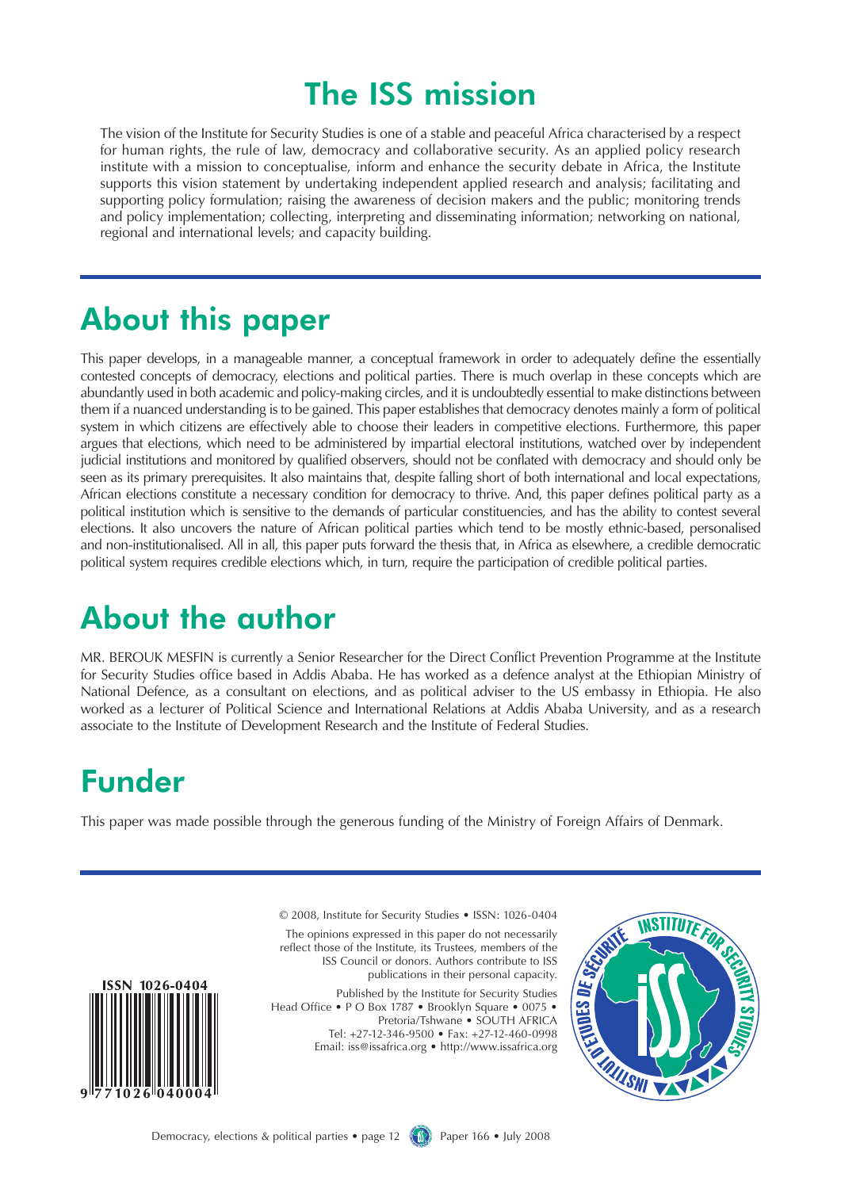# The ISS mission

The vision of the Institute for Security Studies is one of a stable and peaceful Africa characterised by a respect for human rights, the rule of law, democracy and collaborative security. As an applied policy research institute with a mission to conceptualise, inform and enhance the security debate in Africa, the Institute supports this vision statement by undertaking independent applied research and analysis; facilitating and supporting policy formulation; raising the awareness of decision makers and the public; monitoring trends and policy implementation; collecting, interpreting and disseminating information; networking on national, regional and international levels; and capacity building.

# About this paper

This paper develops, in a manageable manner, a conceptual framework in order to adequately define the essentially contested concepts of democracy, elections and political parties. There is much overlap in these concepts which are abundantly used in both academic and policy-making circles, and it is undoubtedly essential to make distinctions between them if a nuanced understanding is to be gained. This paper establishes that democracy denotes mainly a form of political system in which citizens are effectively able to choose their leaders in competitive elections. Furthermore, this paper argues that elections, which need to be administered by impartial electoral institutions, watched over by independent judicial institutions and monitored by qualified observers, should not be conflated with democracy and should only be seen as its primary prerequisites. It also maintains that, despite falling short of both international and local expectations, African elections constitute a necessary condition for democracy to thrive. And, this paper defines political party as a political institution which is sensitive to the demands of particular constituencies, and has the ability to contest several elections. It also uncovers the nature of African political parties which tend to be mostly ethnic-based, personalised and non-institutionalised. All in all, this paper puts forward the thesis that, in Africa as elsewhere, a credible democratic political system requires credible elections which, in turn, require the participation of credible political parties.

# About the author

MR. BEROUK MESFIN is currently a Senior Researcher for the Direct Conflict Prevention Programme at the Institute for Security Studies office based in Addis Ababa. He has worked as a defence analyst at the Ethiopian Ministry of National Defence, as a consultant on elections, and as political adviser to the US embassy in Ethiopia. He also worked as a lecturer of Political Science and International Relations at Addis Ababa University, and as a research associate to the Institute of Development Research and the Institute of Federal Studies.

# Funder

This paper was made possible through the generous funding of the Ministry of Foreign Affairs of Denmark.

© 2008, Institute for Security Studies • ISSN: 1026-0404

The opinions expressed in this paper do not necessarily reflect those of the Institute, its Trustees, members of the ISS Council or donors. Authors contribute to ISS publications in their personal capacity.

Published by the Institute for Security Studies
Head Office • P O Box 1787 • Brooklyn Square • 0075 •
Pretoria/Tshwane • SOUTH AFRICA
Tel: +27-12-346-9500 • Fax: +27-12-460-0998
Email: iss@issafrica.org • http://www.issafrica.org

ISSN 1026-0404

9 771026 040004